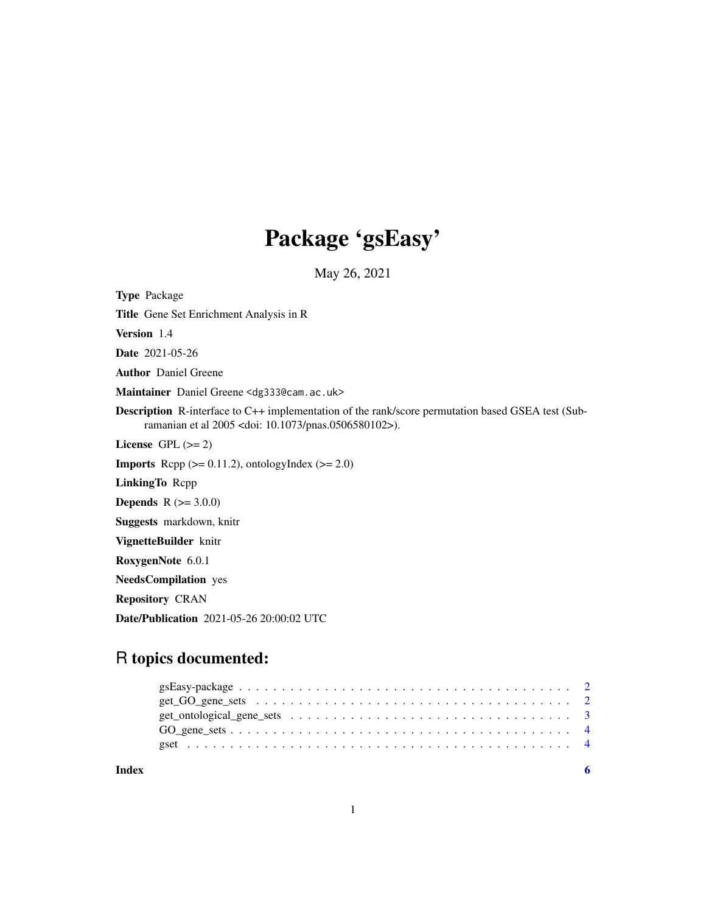# Package 'gsEasy'

May 26, 2021

**Type** Package

**Title** Gene Set Enrichment Analysis in R

**Version** 1.4

**Date** 2021-05-26

**Author** Daniel Greene

**Maintainer** Daniel Greene <dg333@cam.ac.uk>

**Description** R-interface to C++ implementation of the rank/score permutation based GSEA test (Subramanian et al 2005 <doi: 10.1073/pnas.0506580102>).

**License** GPL (>= 2)

**Imports** Rcpp (>= 0.11.2), ontologyIndex (>= 2.0)

**LinkingTo** Rcpp

**Depends** R (>= 3.0.0)

**Suggests** markdown, knitr

**VignetteBuilder** knitr

**RoxygenNote** 6.0.1

**NeedsCompilation** yes

**Repository** CRAN

**Date/Publication** 2021-05-26 20:00:02 UTC

## R topics documented:

| | |
|---|---|
| gsEasy-package | 2 |
| get_GO_gene_sets | 2 |
| get_ontological_gene_sets | 3 |
| GO_gene_sets | 4 |
| gset | 4 |
| **Index** | **6** |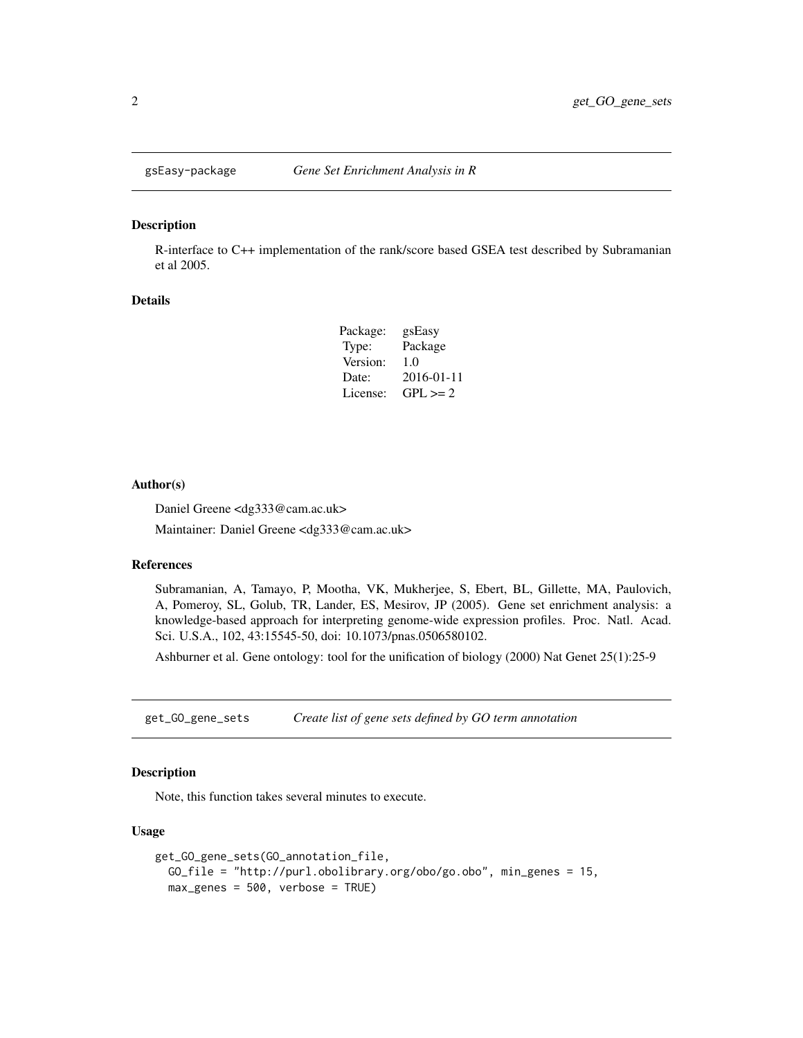## gsEasy-package — *Gene Set Enrichment Analysis in R*

### Description

R-interface to C++ implementation of the rank/score based GSEA test described by Subramanian et al 2005.

### Details

| | |
|---|---|
| Package: | gsEasy |
| Type: | Package |
| Version: | 1.0 |
| Date: | 2016-01-11 |
| License: | GPL >= 2 |

### Author(s)

Daniel Greene <dg333@cam.ac.uk>

Maintainer: Daniel Greene <dg333@cam.ac.uk>

### References

Subramanian, A, Tamayo, P, Mootha, VK, Mukherjee, S, Ebert, BL, Gillette, MA, Paulovich, A, Pomeroy, SL, Golub, TR, Lander, ES, Mesirov, JP (2005). Gene set enrichment analysis: a knowledge-based approach for interpreting genome-wide expression profiles. Proc. Natl. Acad. Sci. U.S.A., 102, 43:15545-50, doi: 10.1073/pnas.0506580102.

Ashburner et al. Gene ontology: tool for the unification of biology (2000) Nat Genet 25(1):25-9

## get_GO_gene_sets — *Create list of gene sets defined by GO term annotation*

### Description

Note, this function takes several minutes to execute.

### Usage

```
get_GO_gene_sets(GO_annotation_file,
  GO_file = "http://purl.obolibrary.org/obo/go.obo", min_genes = 15,
  max_genes = 500, verbose = TRUE)
```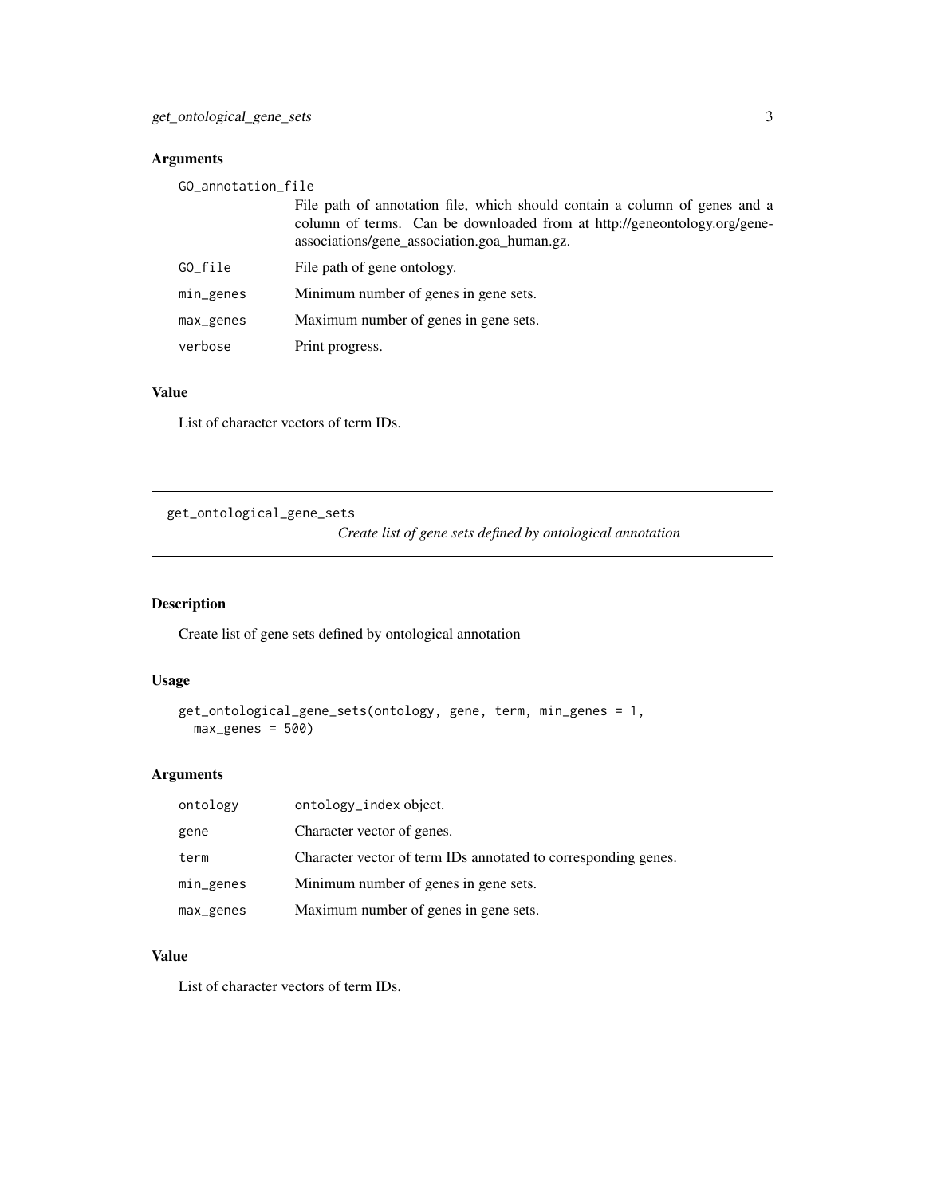## Arguments

| | |
|---|---|
| `GO_annotation_file` | File path of annotation file, which should contain a column of genes and a column of terms. Can be downloaded from at http://geneontology.org/gene-associations/gene_association.goa_human.gz. |
| `GO_file` | File path of gene ontology. |
| `min_genes` | Minimum number of genes in gene sets. |
| `max_genes` | Maximum number of genes in gene sets. |
| `verbose` | Print progress. |

## Value

List of character vectors of term IDs.

---

# get_ontological_gene_sets

*Create list of gene sets defined by ontological annotation*

---

## Description

Create list of gene sets defined by ontological annotation

## Usage

```
get_ontological_gene_sets(ontology, gene, term, min_genes = 1,
  max_genes = 500)
```

## Arguments

| | |
|---|---|
| `ontology` | `ontology_index` object. |
| `gene` | Character vector of genes. |
| `term` | Character vector of term IDs annotated to corresponding genes. |
| `min_genes` | Minimum number of genes in gene sets. |
| `max_genes` | Maximum number of genes in gene sets. |

## Value

List of character vectors of term IDs.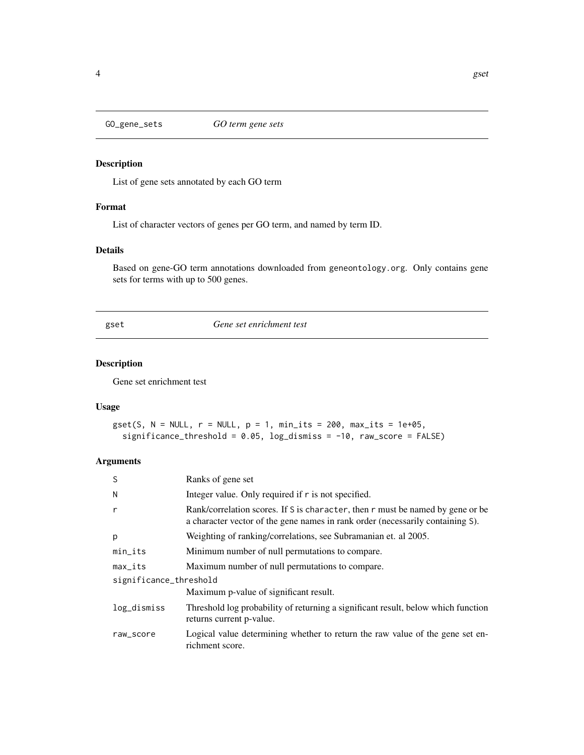## GO_gene_sets *GO term gene sets*

### Description

List of gene sets annotated by each GO term

### Format

List of character vectors of genes per GO term, and named by term ID.

### Details

Based on gene-GO term annotations downloaded from geneontology.org. Only contains gene sets for terms with up to 500 genes.

## gset *Gene set enrichment test*

### Description

Gene set enrichment test

### Usage

```
gset(S, N = NULL, r = NULL, p = 1, min_its = 200, max_its = 1e+05,
  significance_threshold = 0.05, log_dismiss = -10, raw_score = FALSE)
```

### Arguments

| | |
|---|---|
| S | Ranks of gene set |
| N | Integer value. Only required if r is not specified. |
| r | Rank/correlation scores. If S is character, then r must be named by gene or be a character vector of the gene names in rank order (necessarily containing S). |
| p | Weighting of ranking/correlations, see Subramanian et. al 2005. |
| min_its | Minimum number of null permutations to compare. |
| max_its | Maximum number of null permutations to compare. |
| significance_threshold | Maximum p-value of significant result. |
| log_dismiss | Threshold log probability of returning a significant result, below which function returns current p-value. |
| raw_score | Logical value determining whether to return the raw value of the gene set enrichment score. |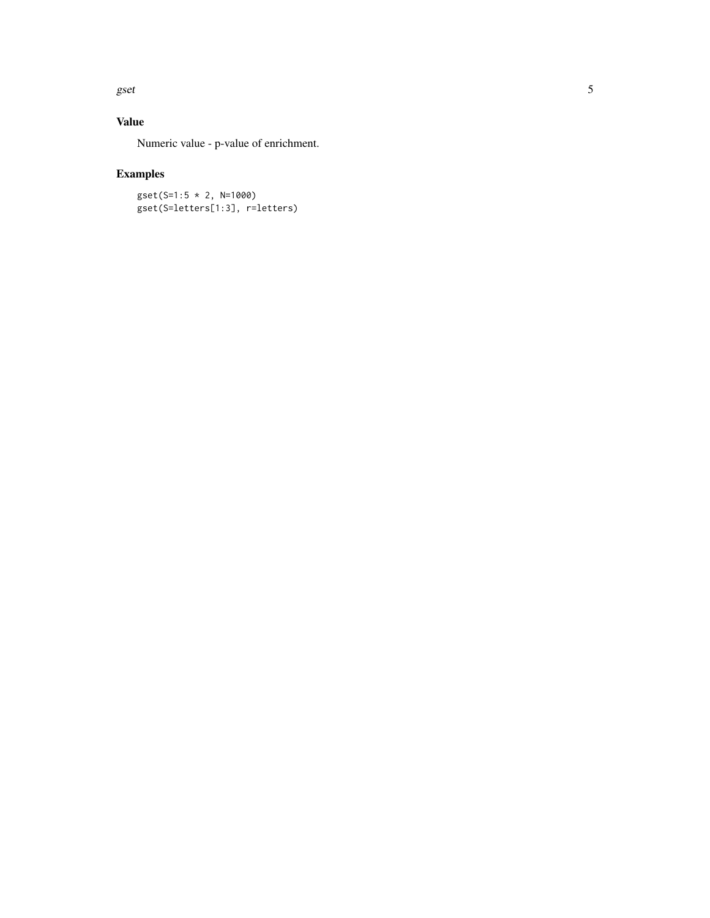## Value

Numeric value - p-value of enrichment.

## Examples

```
gset(S=1:5 * 2, N=1000)
gset(S=letters[1:3], r=letters)
```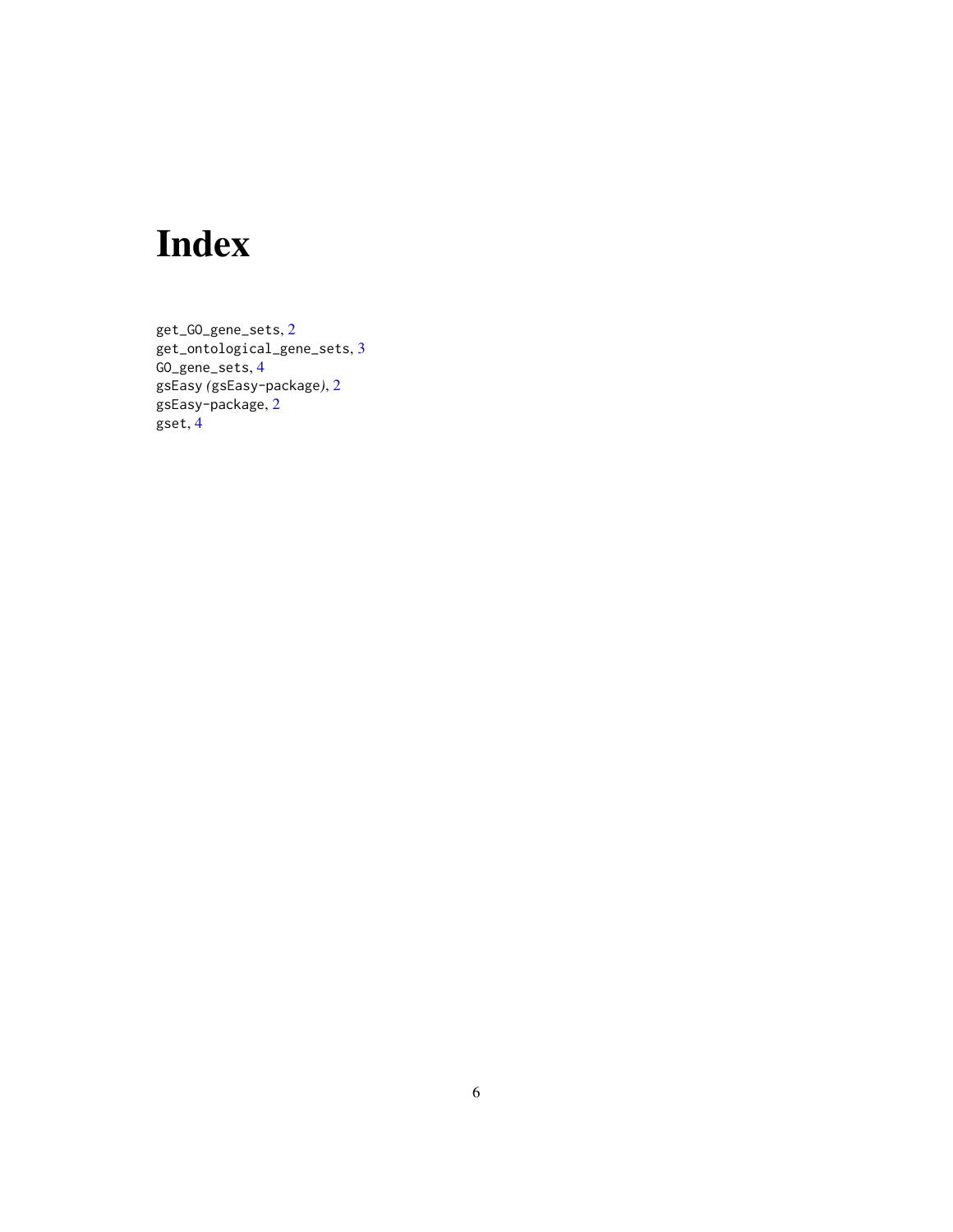# Index

get_GO_gene_sets, 2
get_ontological_gene_sets, 3
GO_gene_sets, 4
gsEasy (gsEasy-package), 2
gsEasy-package, 2
gset, 4